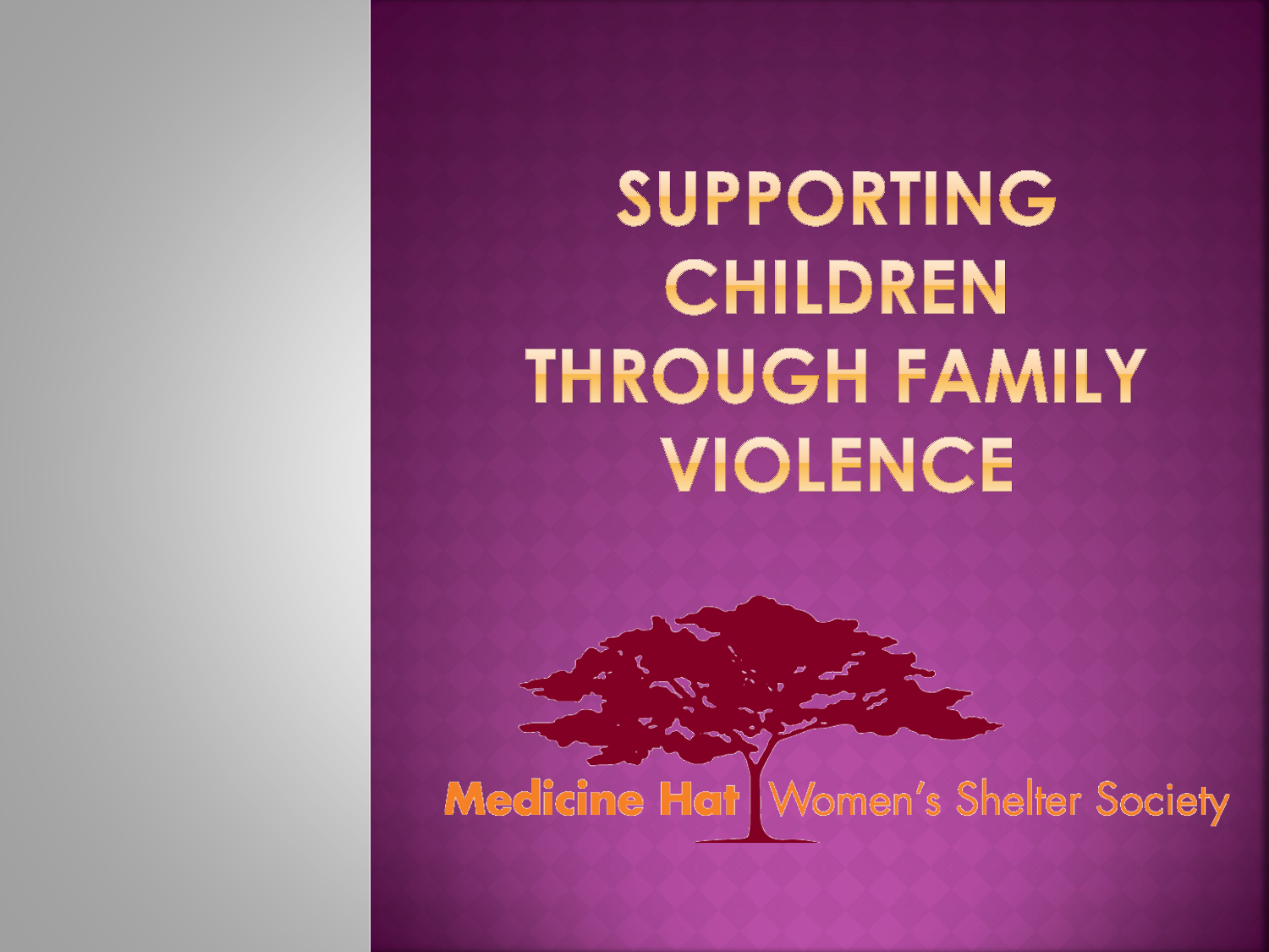# SUPPORTING CHILDREN THROUGH FAMILY VIOLENCE

Medicine Hat Women's Shelter Society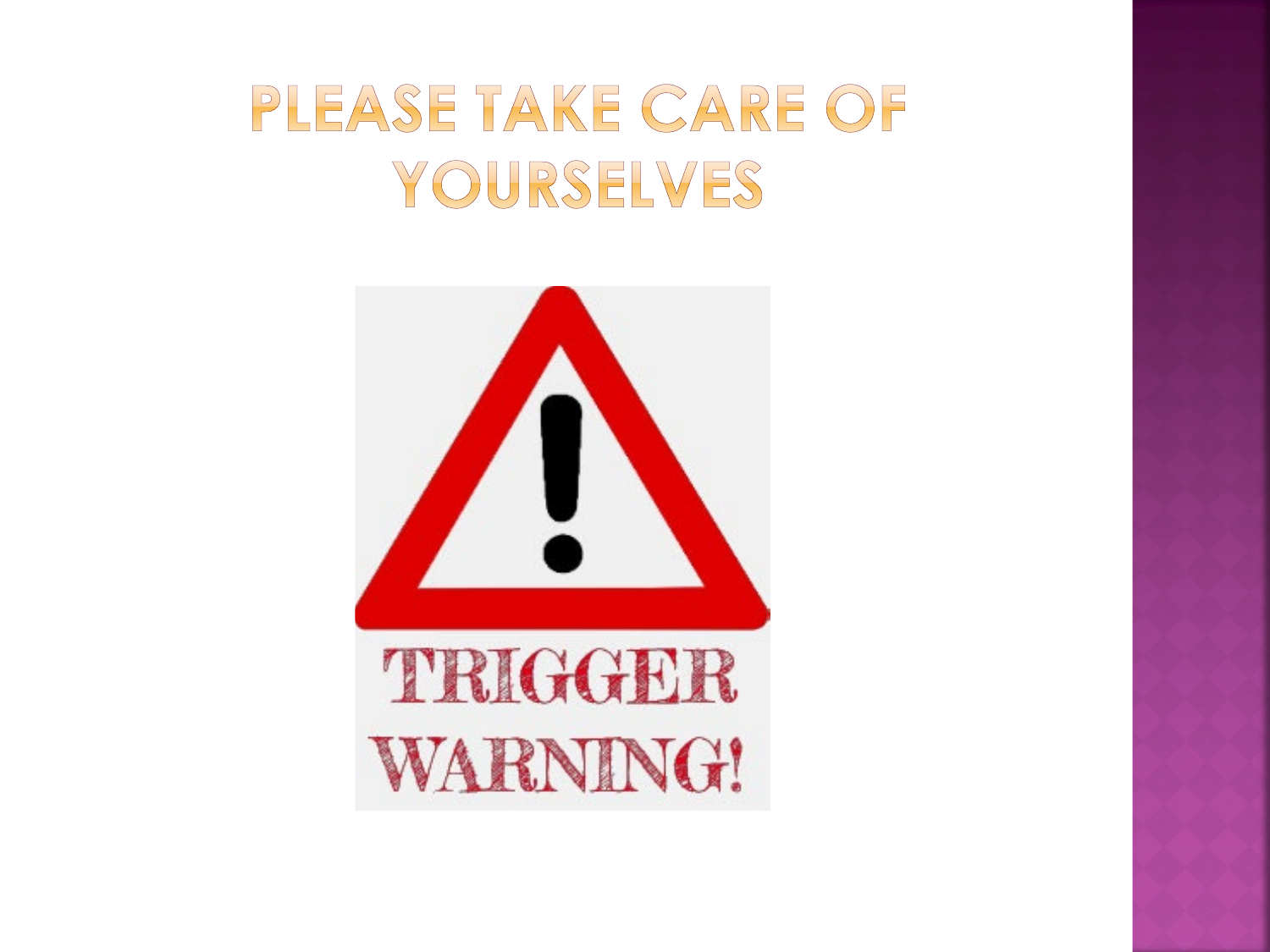# PLEASE TAKE CARE OF YOURSELVES

TRIGGER WARNING!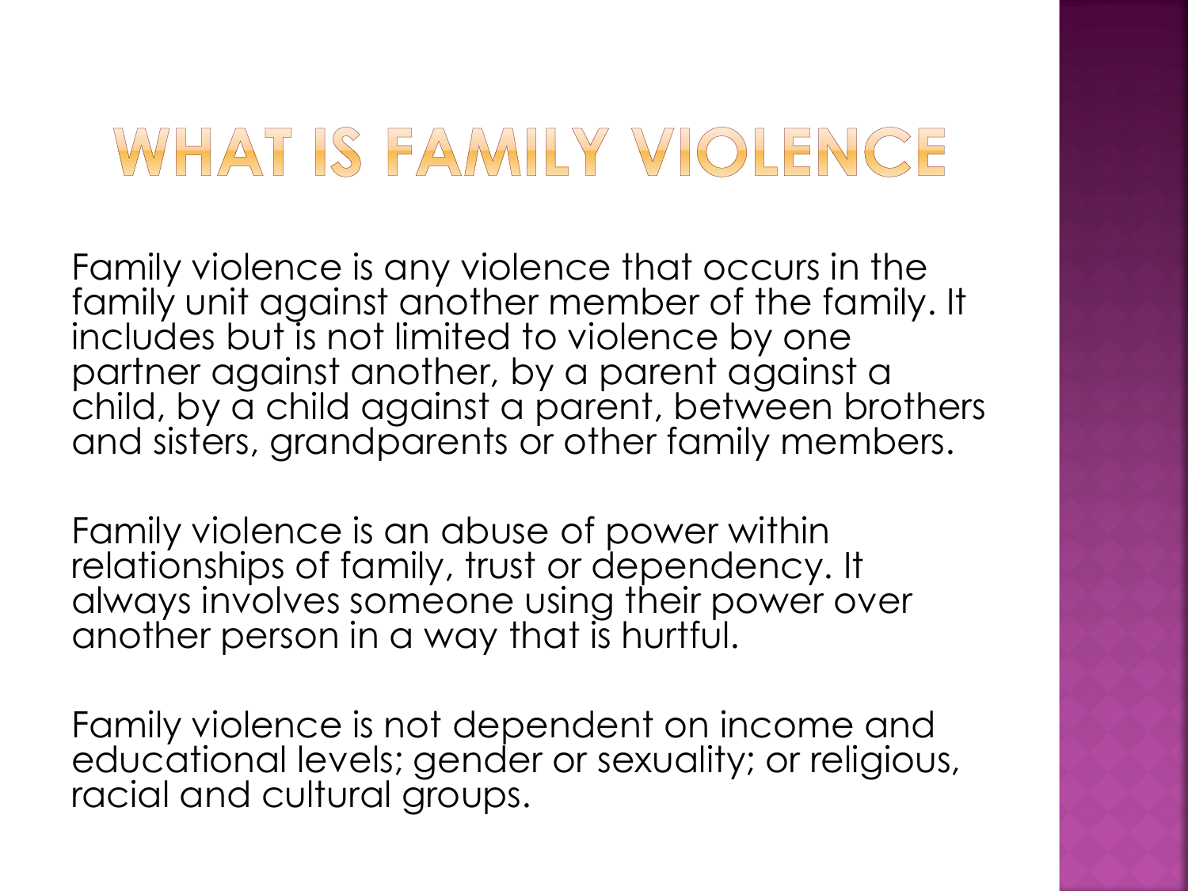# WHAT IS FAMILY VIOLENCE

Family violence is any violence that occurs in the family unit against another member of the family. It includes but is not limited to violence by one partner against another, by a parent against a child, by a child against a parent, between brothers and sisters, grandparents or other family members.

Family violence is an abuse of power within relationships of family, trust or dependency. It always involves someone using their power over another person in a way that is hurtful.

Family violence is not dependent on income and educational levels; gender or sexuality; or religious, racial and cultural groups.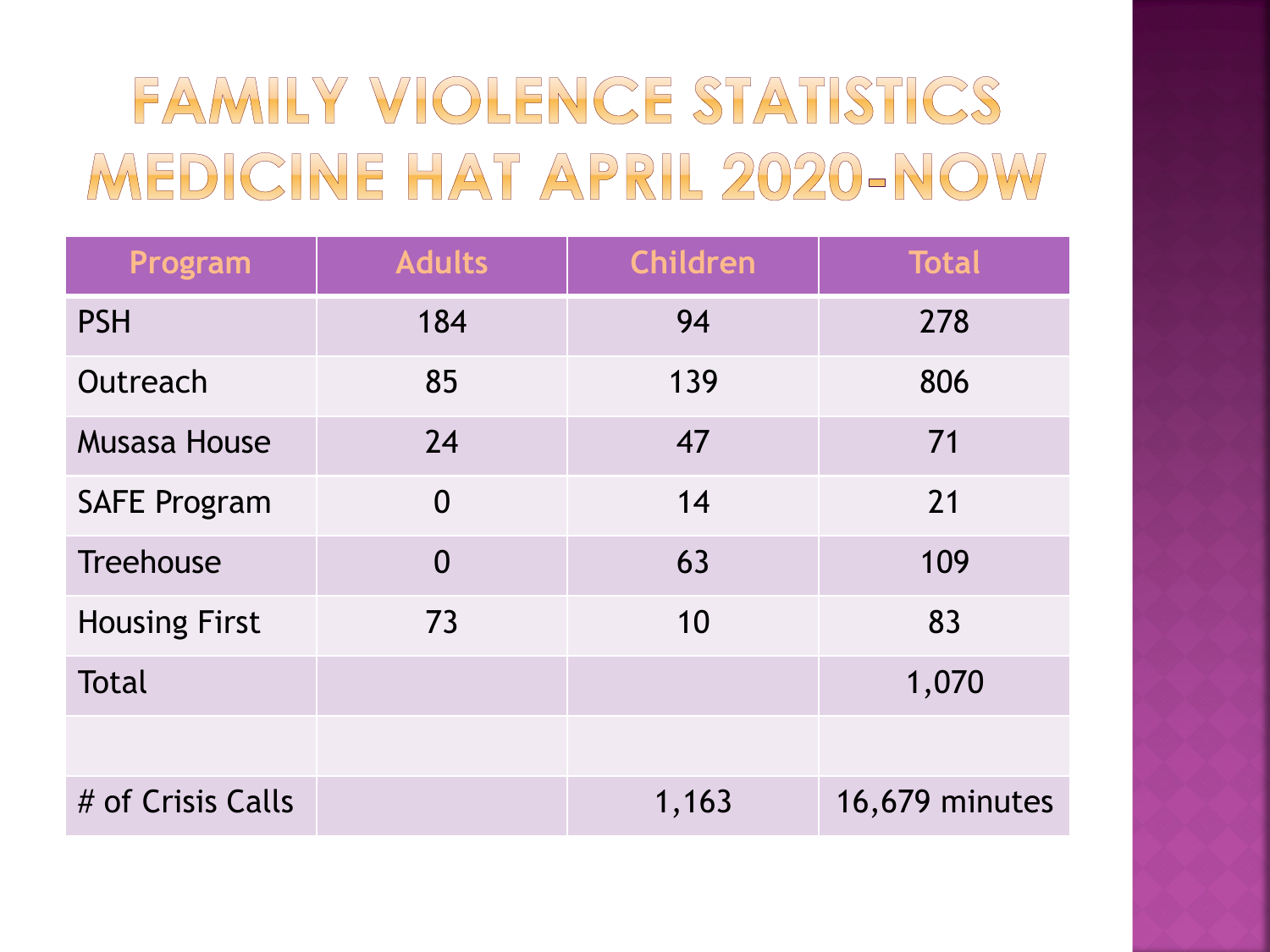# FAMILY VIOLENCE STATISTICS MEDICINE HAT APRIL 2020-NOW

| Program | Adults | Children | Total |
| --- | --- | --- | --- |
| PSH | 184 | 94 | 278 |
| Outreach | 85 | 139 | 806 |
| Musasa House | 24 | 47 | 71 |
| SAFE Program | 0 | 14 | 21 |
| Treehouse | 0 | 63 | 109 |
| Housing First | 73 | 10 | 83 |
| Total | | | 1,070 |
| | | | |
| # of Crisis Calls | | 1,163 | 16,679 minutes |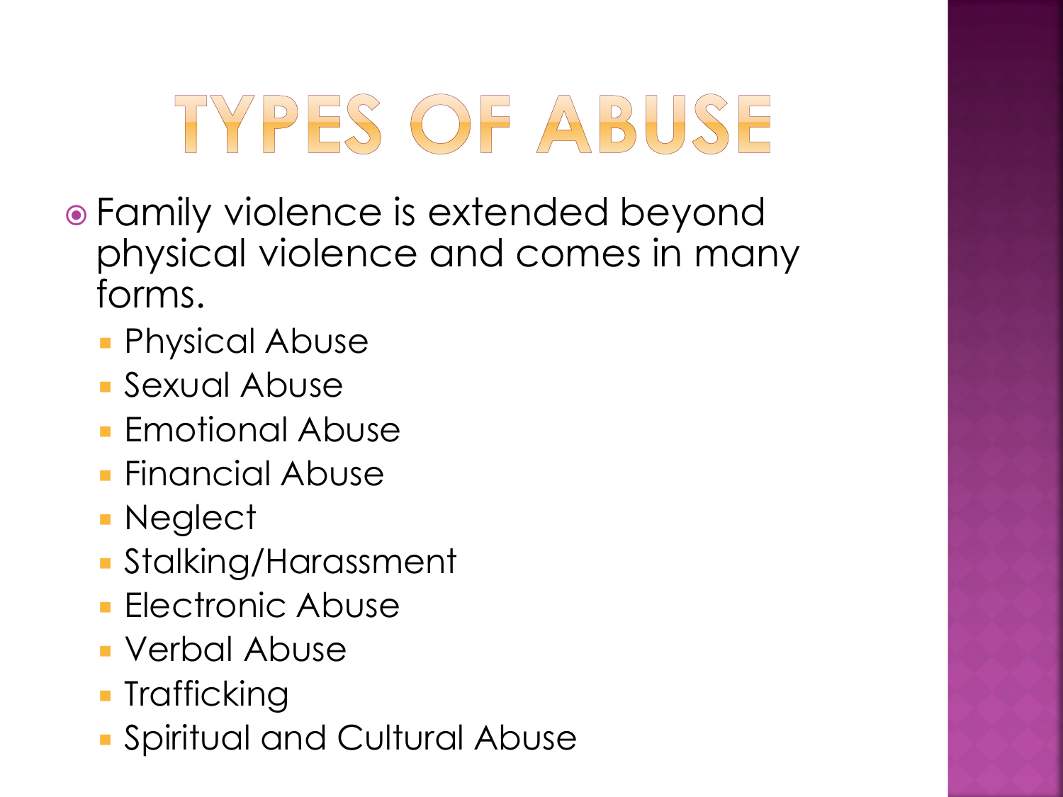# TYPES OF ABUSE

- Family violence is extended beyond physical violence and comes in many forms.
  - Physical Abuse
  - Sexual Abuse
  - Emotional Abuse
  - Financial Abuse
  - Neglect
  - Stalking/Harassment
  - Electronic Abuse
  - Verbal Abuse
  - Trafficking
  - Spiritual and Cultural Abuse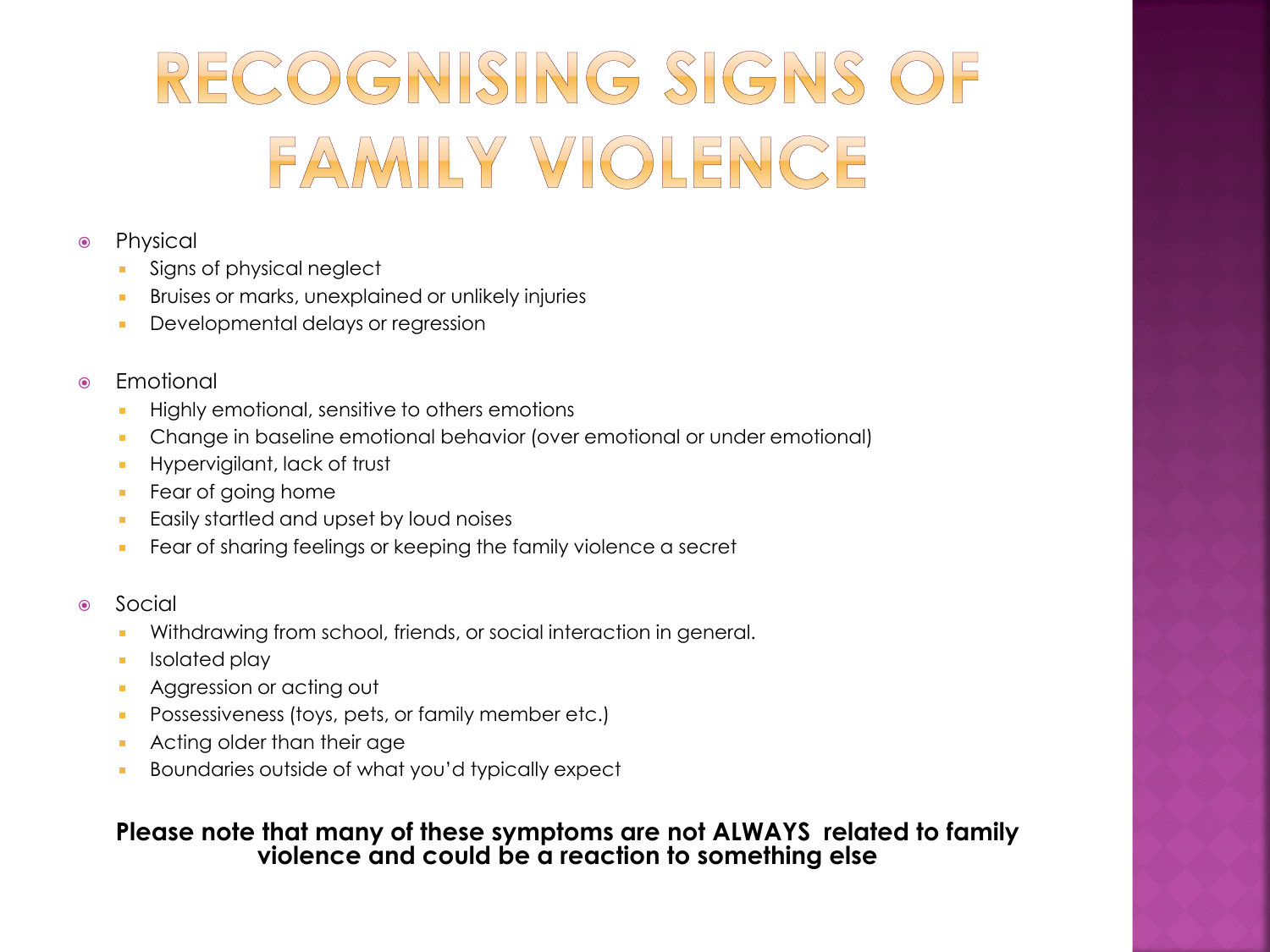# RECOGNISING SIGNS OF FAMILY VIOLENCE

- Physical
  - Signs of physical neglect
  - Bruises or marks, unexplained or unlikely injuries
  - Developmental delays or regression

- Emotional
  - Highly emotional, sensitive to others emotions
  - Change in baseline emotional behavior (over emotional or under emotional)
  - Hypervigilant, lack of trust
  - Fear of going home
  - Easily startled and upset by loud noises
  - Fear of sharing feelings or keeping the family violence a secret

- Social
  - Withdrawing from school, friends, or social interaction in general.
  - Isolated play
  - Aggression or acting out
  - Possessiveness (toys, pets, or family member etc.)
  - Acting older than their age
  - Boundaries outside of what you'd typically expect

**Please note that many of these symptoms are not ALWAYS related to family violence and could be a reaction to something else**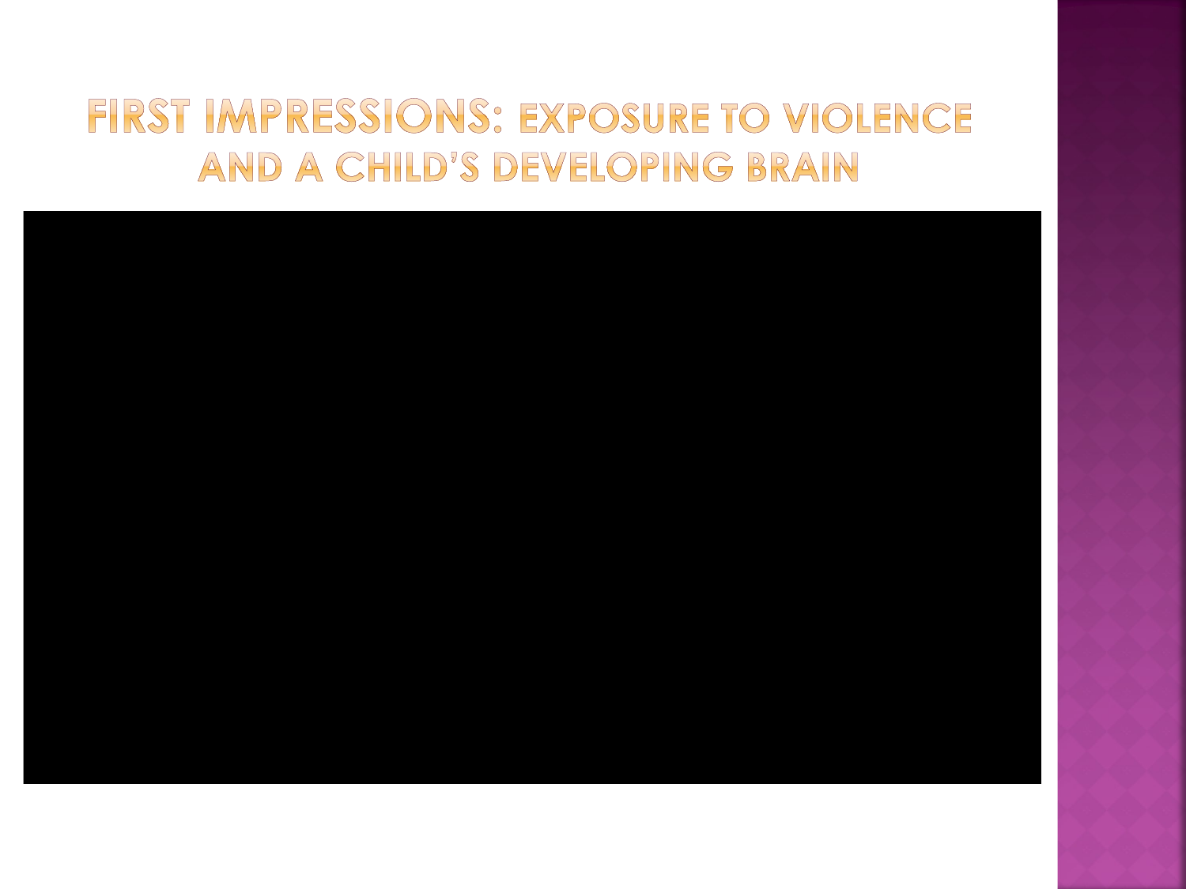# First Impressions: Exposure to Violence and a Child's Developing Brain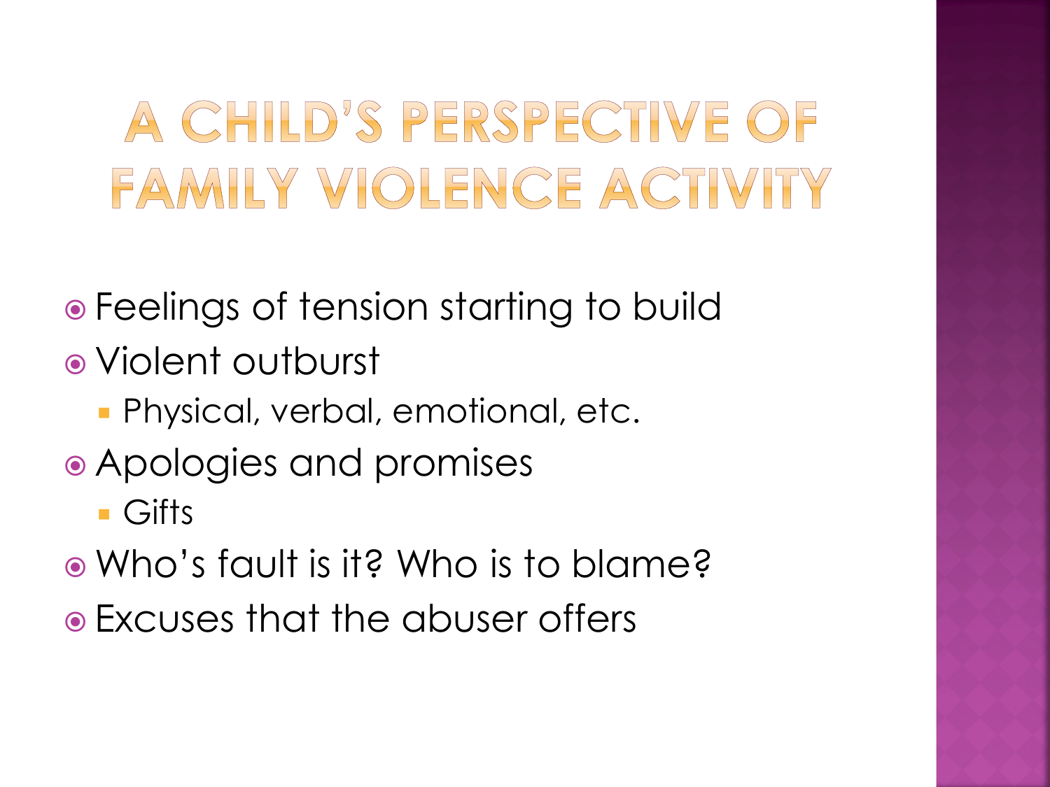# A Child's Perspective of Family Violence Activity

- Feelings of tension starting to build
- Violent outburst
  - Physical, verbal, emotional, etc.
- Apologies and promises
  - Gifts
- Who's fault is it? Who is to blame?
- Excuses that the abuser offers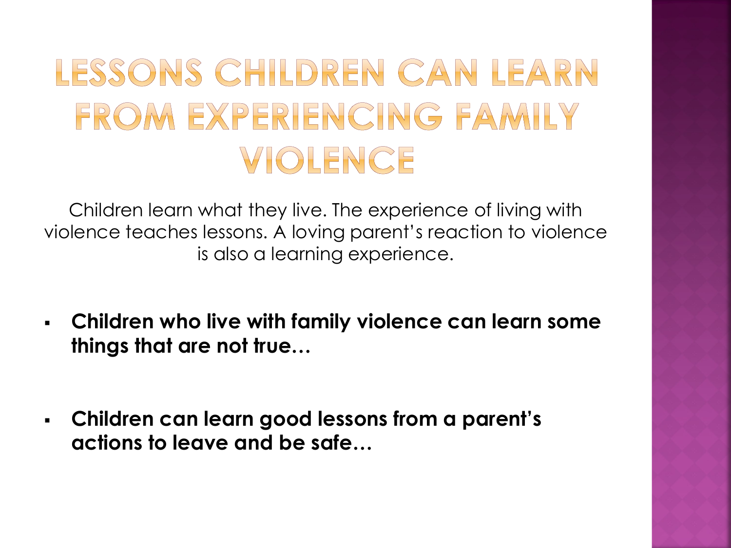# LESSONS CHILDREN CAN LEARN FROM EXPERIENCING FAMILY VIOLENCE

Children learn what they live. The experience of living with violence teaches lessons. A loving parent's reaction to violence is also a learning experience.

- **Children who live with family violence can learn some things that are not true…**

- **Children can learn good lessons from a parent's actions to leave and be safe…**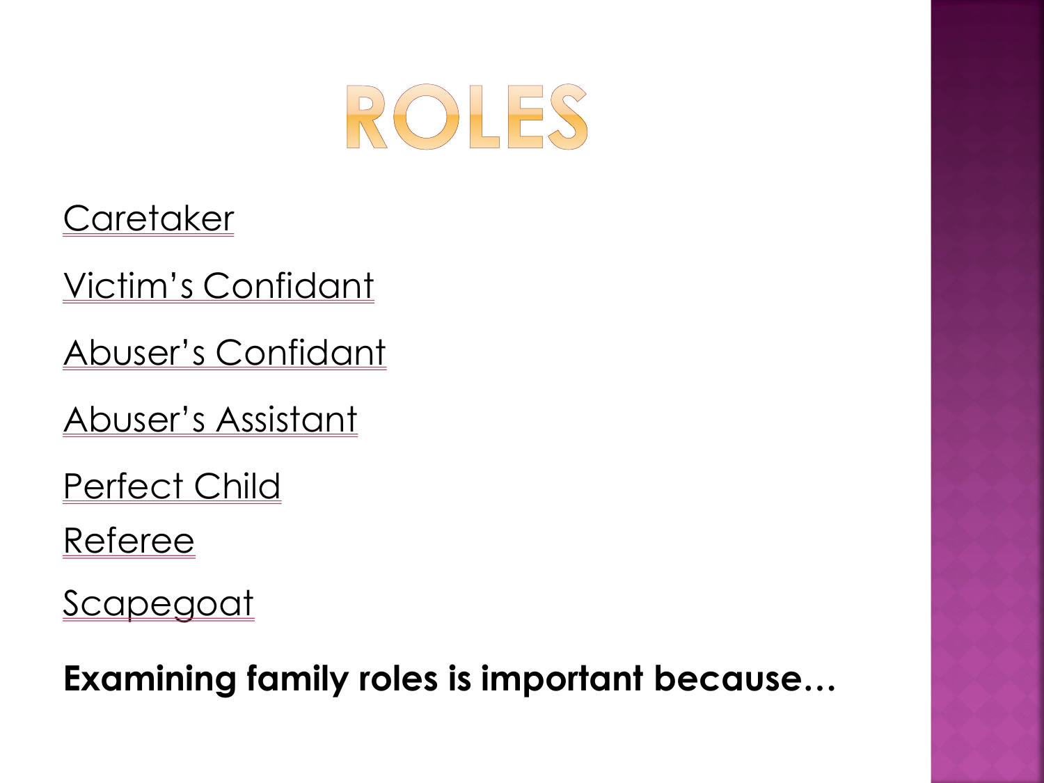# ROLES

Caretaker

Victim's Confidant

Abuser's Confidant

Abuser's Assistant

Perfect Child

Referee

Scapegoat

**Examining family roles is important because…**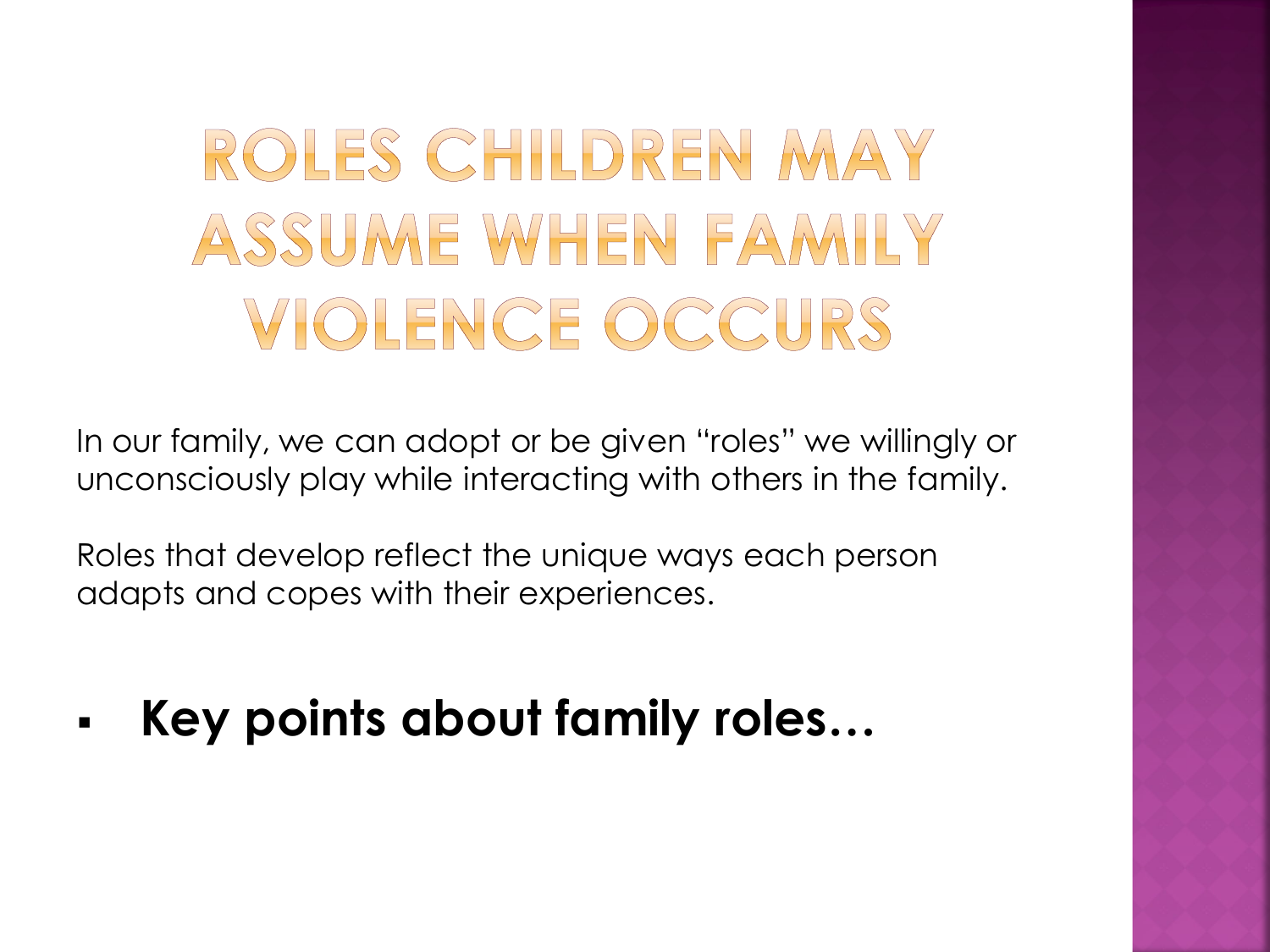# ROLES CHILDREN MAY ASSUME WHEN FAMILY VIOLENCE OCCURS

In our family, we can adopt or be given "roles" we willingly or unconsciously play while interacting with others in the family.

Roles that develop reflect the unique ways each person adapts and copes with their experiences.

- **Key points about family roles…**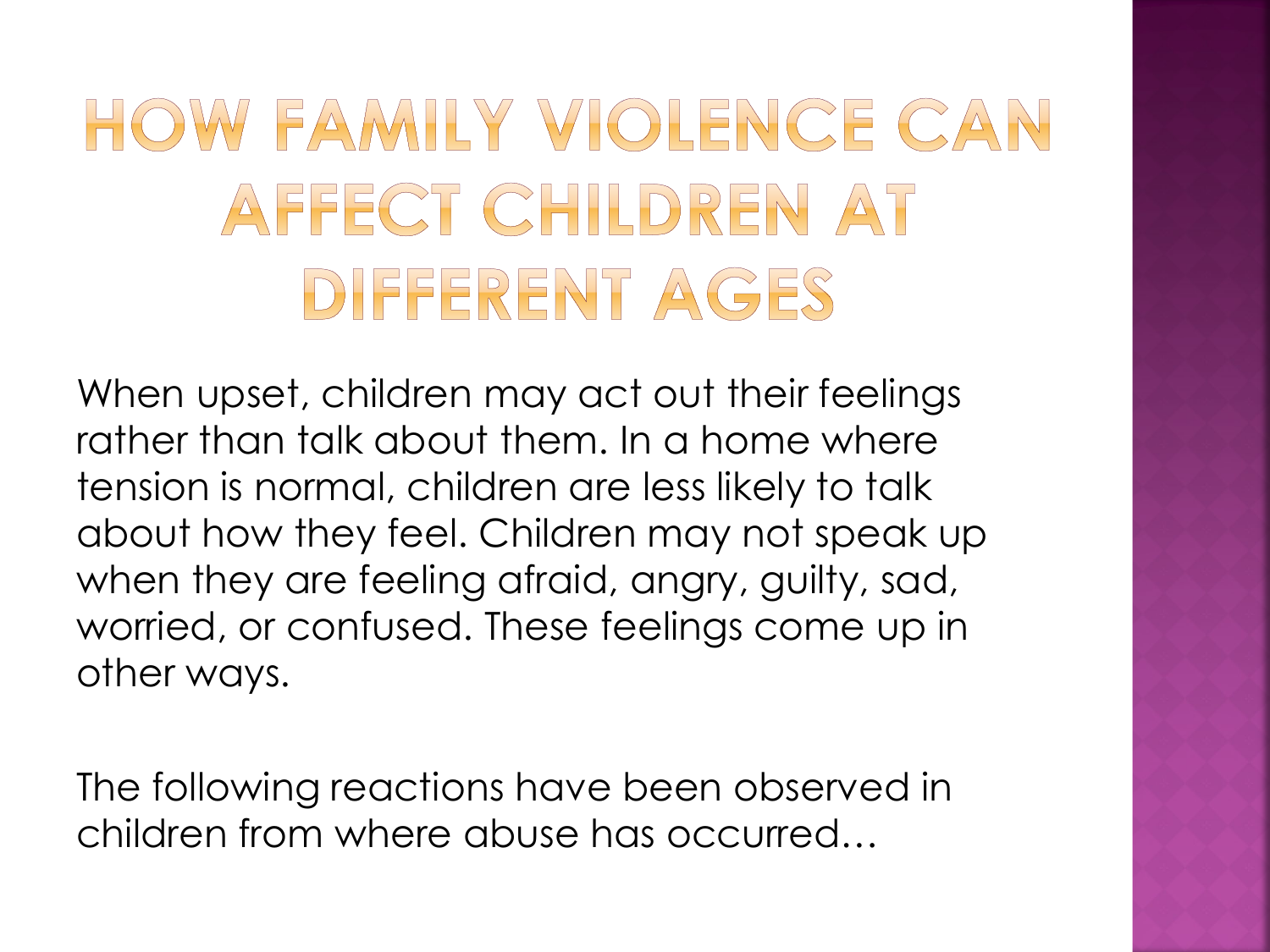# HOW FAMILY VIOLENCE CAN AFFECT CHILDREN AT DIFFERENT AGES

When upset, children may act out their feelings rather than talk about them. In a home where tension is normal, children are less likely to talk about how they feel. Children may not speak up when they are feeling afraid, angry, guilty, sad, worried, or confused. These feelings come up in other ways.

The following reactions have been observed in children from where abuse has occurred…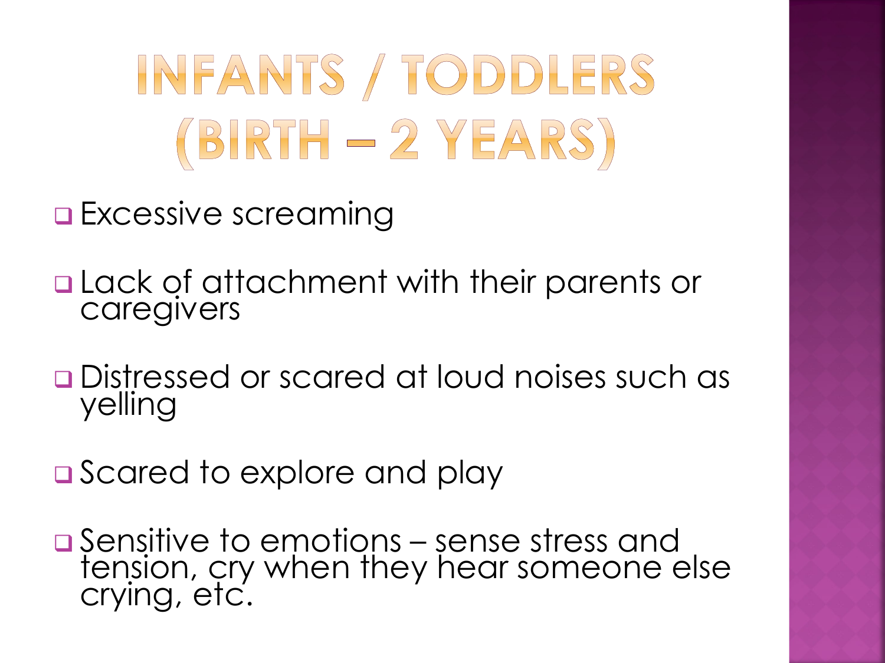# INFANTS / TODDLERS (BIRTH – 2 YEARS)

- Excessive screaming
- Lack of attachment with their parents or caregivers
- Distressed or scared at loud noises such as yelling
- Scared to explore and play
- Sensitive to emotions – sense stress and tension, cry when they hear someone else crying, etc.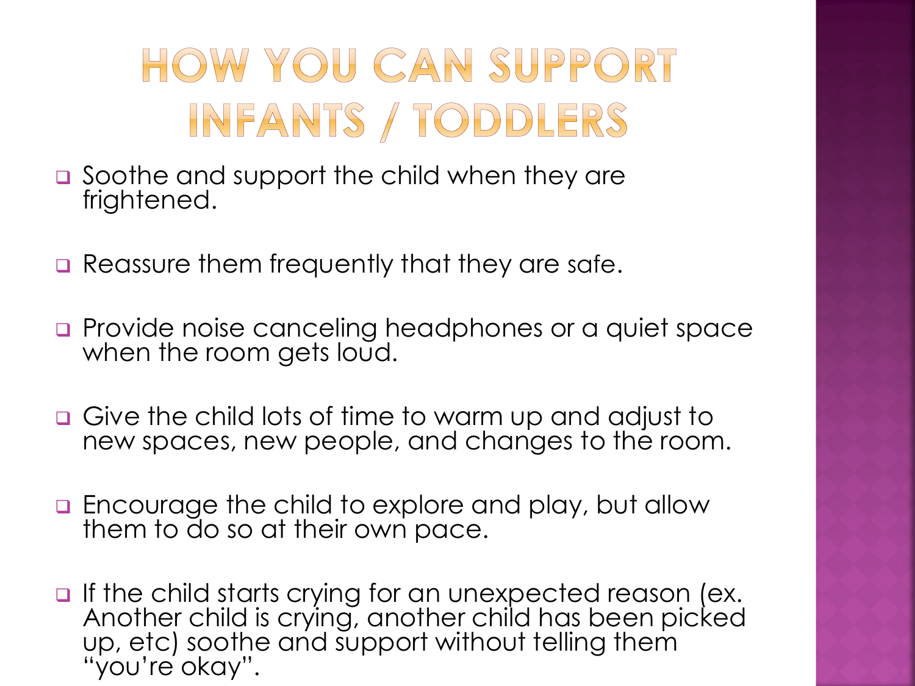# HOW YOU CAN SUPPORT INFANTS / TODDLERS

- Soothe and support the child when they are frightened.
- Reassure them frequently that they are safe.
- Provide noise canceling headphones or a quiet space when the room gets loud.
- Give the child lots of time to warm up and adjust to new spaces, new people, and changes to the room.
- Encourage the child to explore and play, but allow them to do so at their own pace.
- If the child starts crying for an unexpected reason (ex. Another child is crying, another child has been picked up, etc) soothe and support without telling them "you're okay".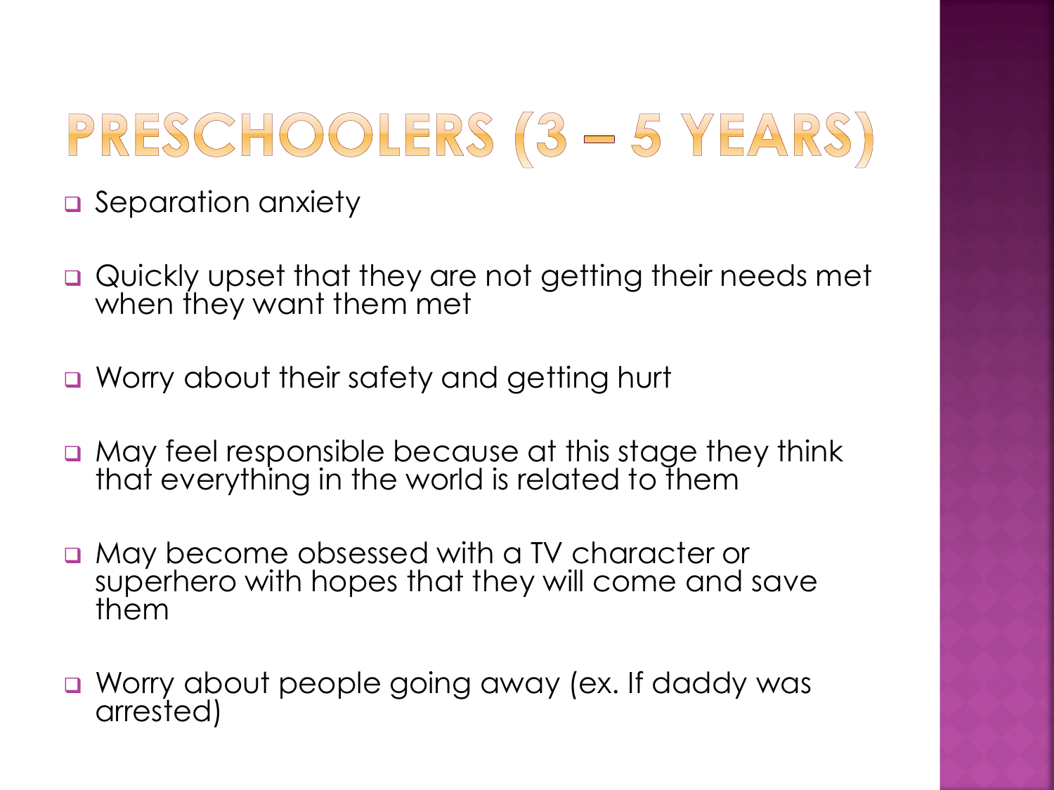# PRESCHOOLERS (3 – 5 YEARS)

- Separation anxiety
- Quickly upset that they are not getting their needs met when they want them met
- Worry about their safety and getting hurt
- May feel responsible because at this stage they think that everything in the world is related to them
- May become obsessed with a TV character or superhero with hopes that they will come and save them
- Worry about people going away (ex. If daddy was arrested)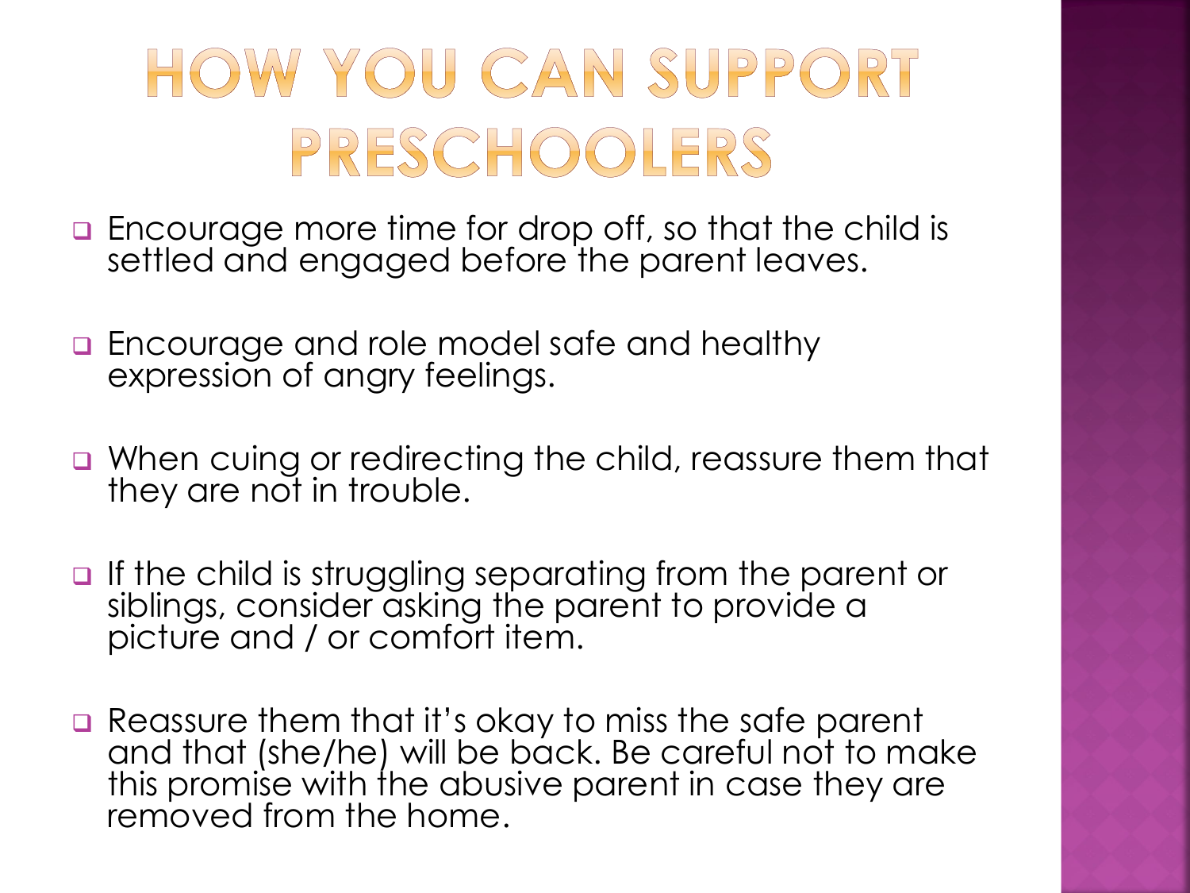# HOW YOU CAN SUPPORT PRESCHOOLERS

- Encourage more time for drop off, so that the child is settled and engaged before the parent leaves.
- Encourage and role model safe and healthy expression of angry feelings.
- When cuing or redirecting the child, reassure them that they are not in trouble.
- If the child is struggling separating from the parent or siblings, consider asking the parent to provide a picture and / or comfort item.
- Reassure them that it's okay to miss the safe parent and that (she/he) will be back. Be careful not to make this promise with the abusive parent in case they are removed from the home.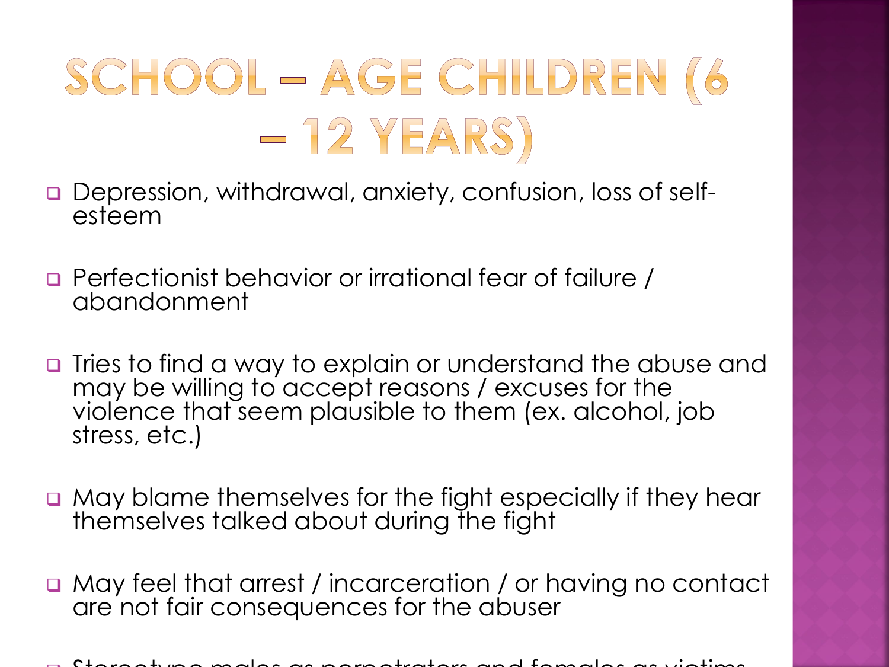# SCHOOL – AGE CHILDREN (6 – 12 YEARS)

- Depression, withdrawal, anxiety, confusion, loss of self-esteem
- Perfectionist behavior or irrational fear of failure / abandonment
- Tries to find a way to explain or understand the abuse and may be willing to accept reasons / excuses for the violence that seem plausible to them (ex. alcohol, job stress, etc.)
- May blame themselves for the fight especially if they hear themselves talked about during the fight
- May feel that arrest / incarceration / or having no contact are not fair consequences for the abuser
- Stereotype males as perpetrators and females as victims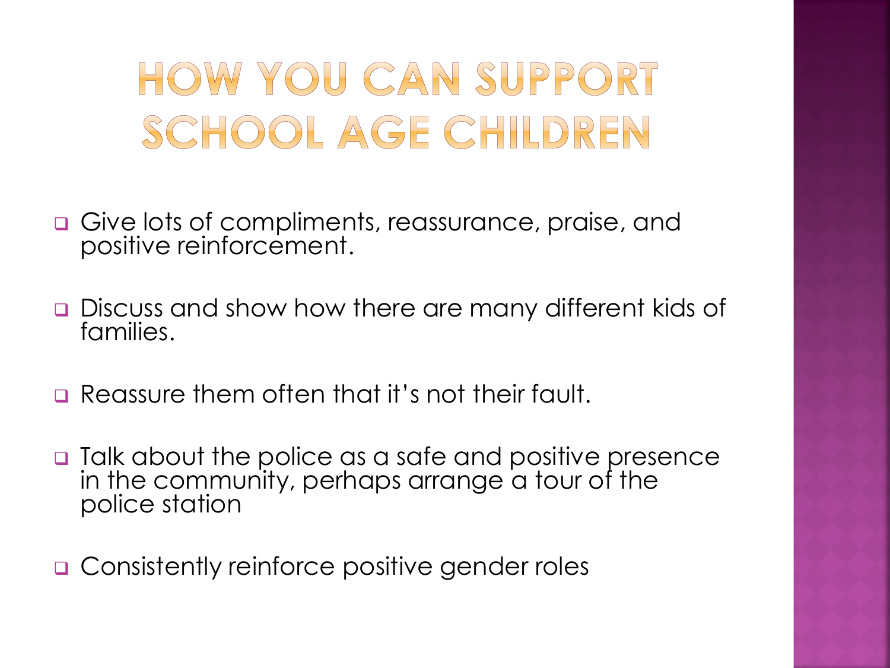# HOW YOU CAN SUPPORT SCHOOL AGE CHILDREN

- Give lots of compliments, reassurance, praise, and positive reinforcement.
- Discuss and show how there are many different kids of families.
- Reassure them often that it's not their fault.
- Talk about the police as a safe and positive presence in the community, perhaps arrange a tour of the police station
- Consistently reinforce positive gender roles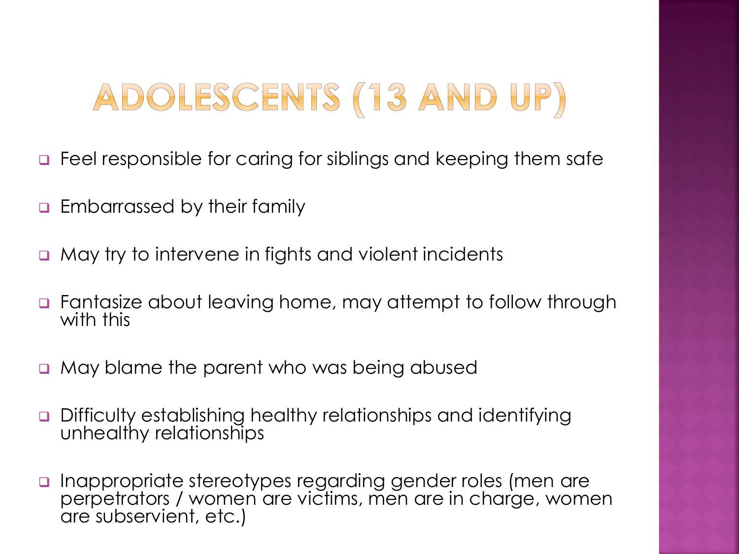# ADOLESCENTS (13 AND UP)

- Feel responsible for caring for siblings and keeping them safe
- Embarrassed by their family
- May try to intervene in fights and violent incidents
- Fantasize about leaving home, may attempt to follow through with this
- May blame the parent who was being abused
- Difficulty establishing healthy relationships and identifying unhealthy relationships
- Inappropriate stereotypes regarding gender roles (men are perpetrators / women are victims, men are in charge, women are subservient, etc.)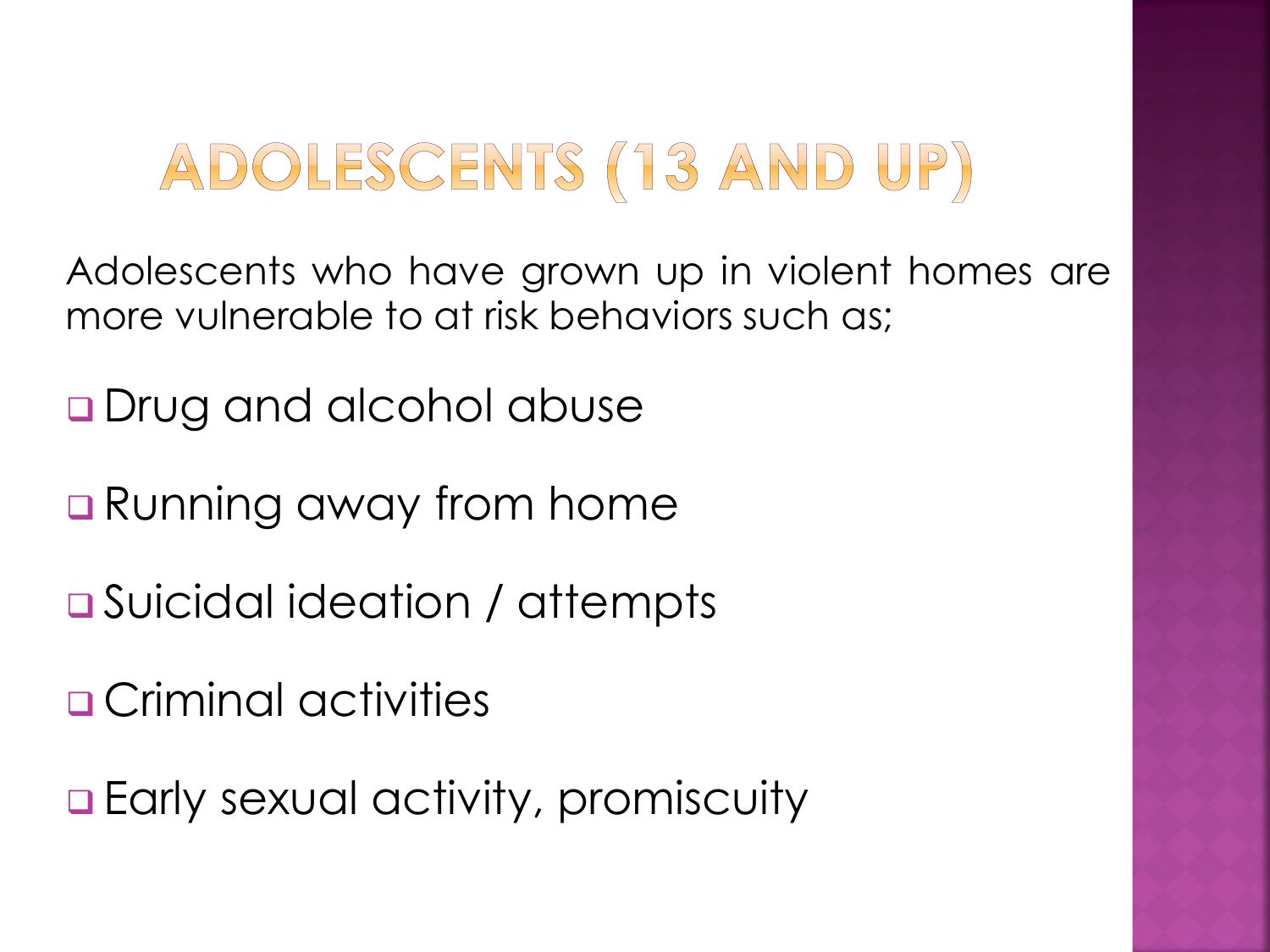# ADOLESCENTS (13 AND UP)

Adolescents who have grown up in violent homes are more vulnerable to at risk behaviors such as;

- Drug and alcohol abuse
- Running away from home
- Suicidal ideation / attempts
- Criminal activities
- Early sexual activity, promiscuity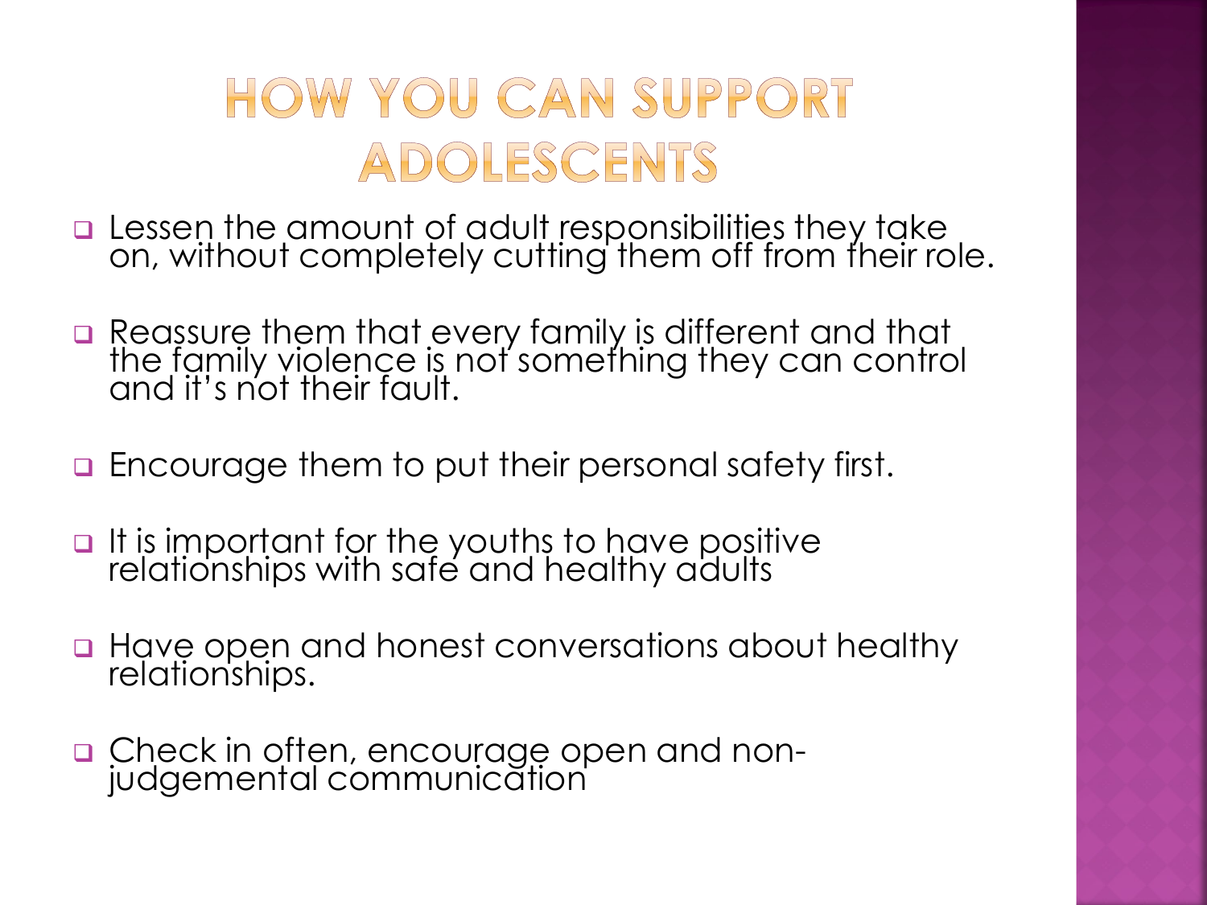# HOW YOU CAN SUPPORT ADOLESCENTS

- Lessen the amount of adult responsibilities they take on, without completely cutting them off from their role.
- Reassure them that every family is different and that the family violence is not something they can control and it's not their fault.
- Encourage them to put their personal safety first.
- It is important for the youths to have positive relationships with safe and healthy adults
- Have open and honest conversations about healthy relationships.
- Check in often, encourage open and non-judgemental communication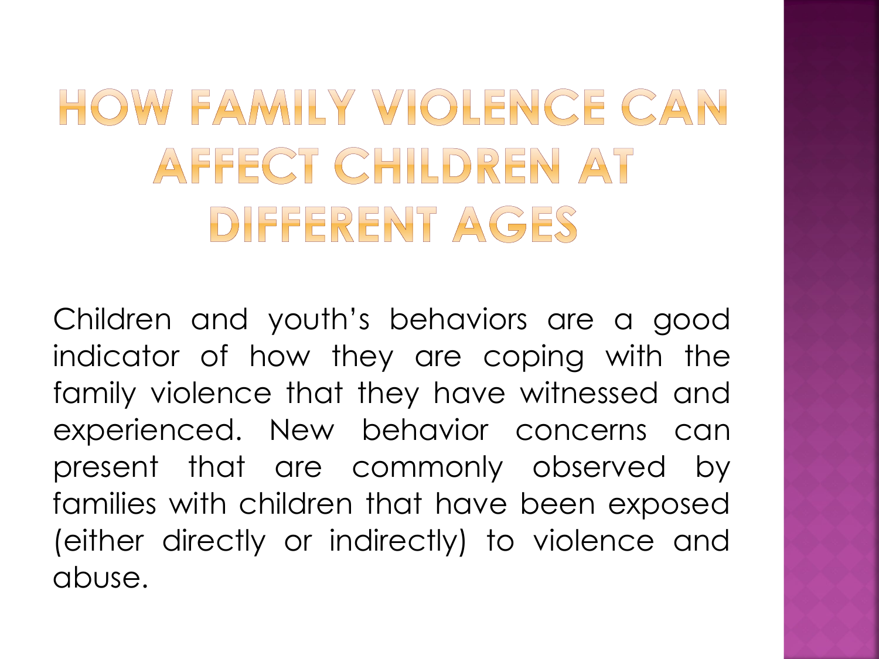# HOW FAMILY VIOLENCE CAN AFFECT CHILDREN AT DIFFERENT AGES

Children and youth's behaviors are a good indicator of how they are coping with the family violence that they have witnessed and experienced. New behavior concerns can present that are commonly observed by families with children that have been exposed (either directly or indirectly) to violence and abuse.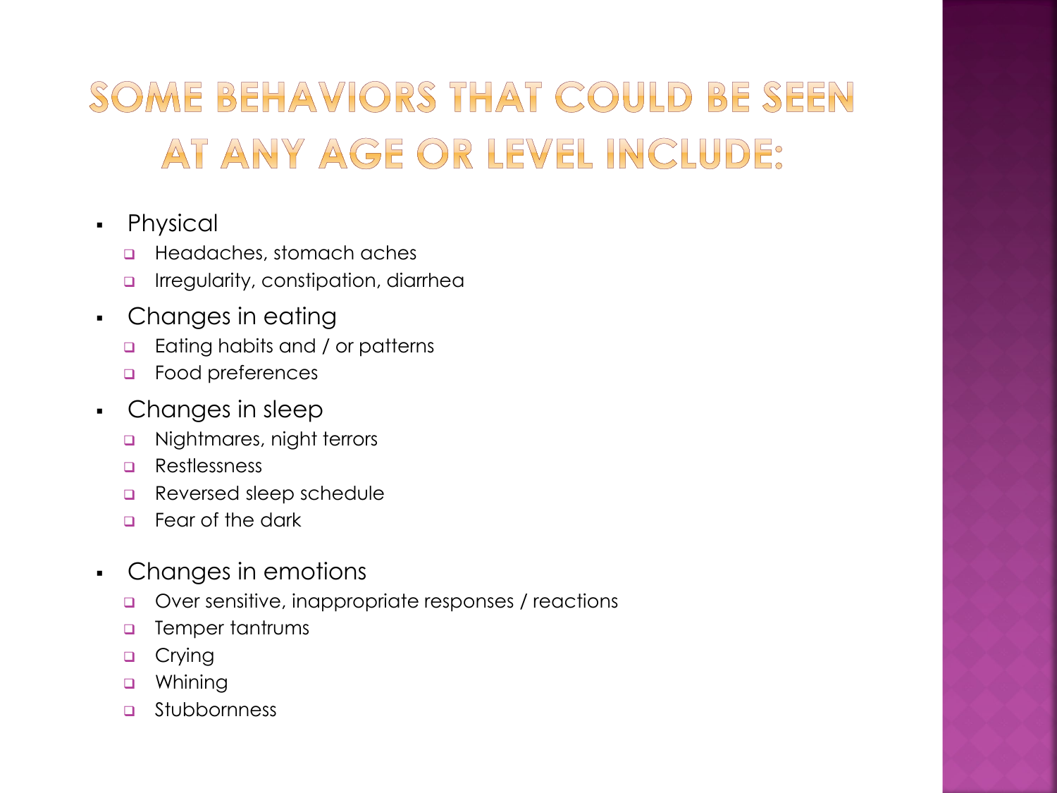# Some behaviors that could be seen at any age or level include:

- Physical
  - Headaches, stomach aches
  - Irregularity, constipation, diarrhea
- Changes in eating
  - Eating habits and / or patterns
  - Food preferences
- Changes in sleep
  - Nightmares, night terrors
  - Restlessness
  - Reversed sleep schedule
  - Fear of the dark
- Changes in emotions
  - Over sensitive, inappropriate responses / reactions
  - Temper tantrums
  - Crying
  - Whining
  - Stubbornness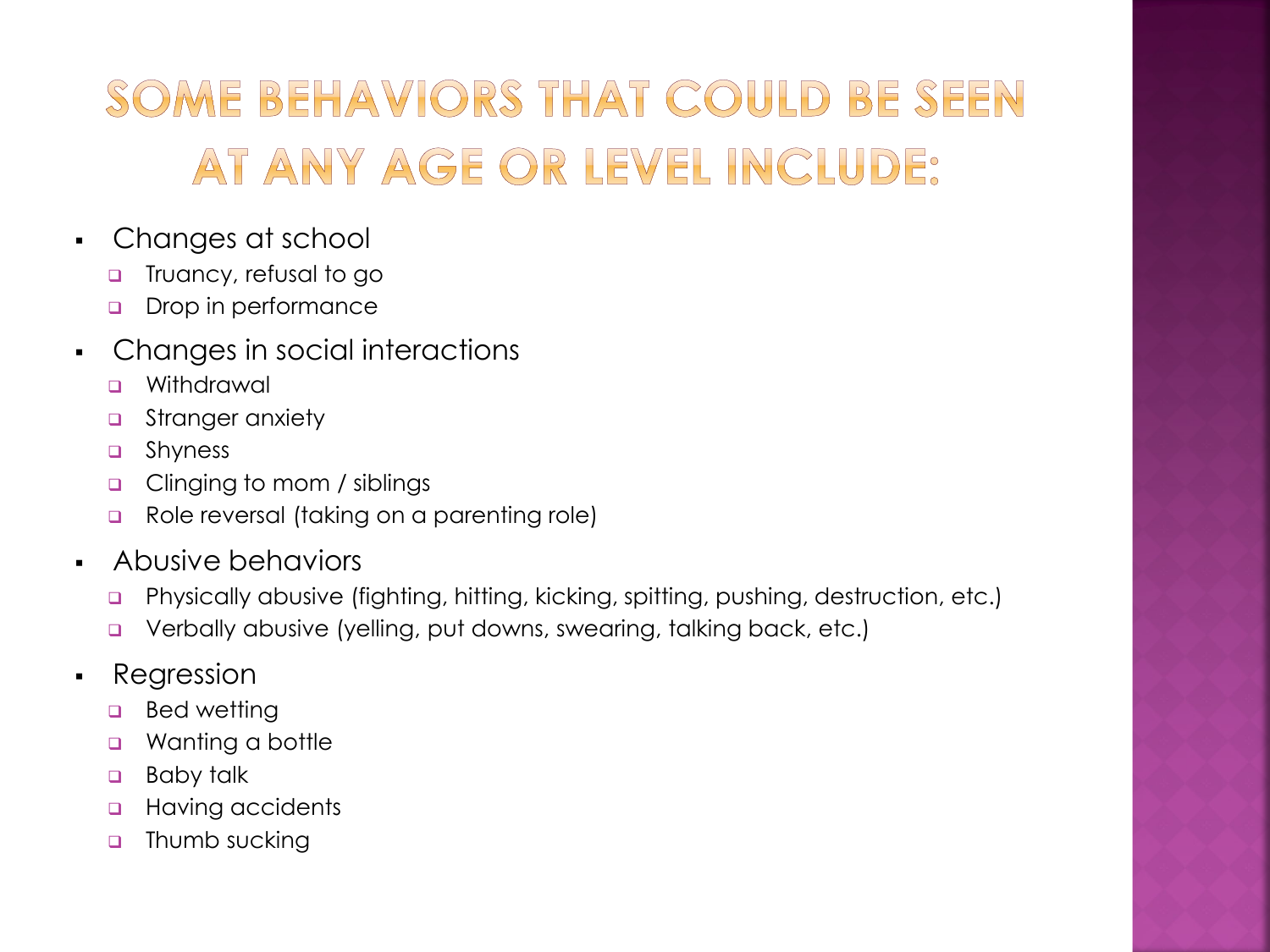# Some behaviors that could be seen at any age or level include:

- Changes at school
  - Truancy, refusal to go
  - Drop in performance
- Changes in social interactions
  - Withdrawal
  - Stranger anxiety
  - Shyness
  - Clinging to mom / siblings
  - Role reversal (taking on a parenting role)
- Abusive behaviors
  - Physically abusive (fighting, hitting, kicking, spitting, pushing, destruction, etc.)
  - Verbally abusive (yelling, put downs, swearing, talking back, etc.)
- Regression
  - Bed wetting
  - Wanting a bottle
  - Baby talk
  - Having accidents
  - Thumb sucking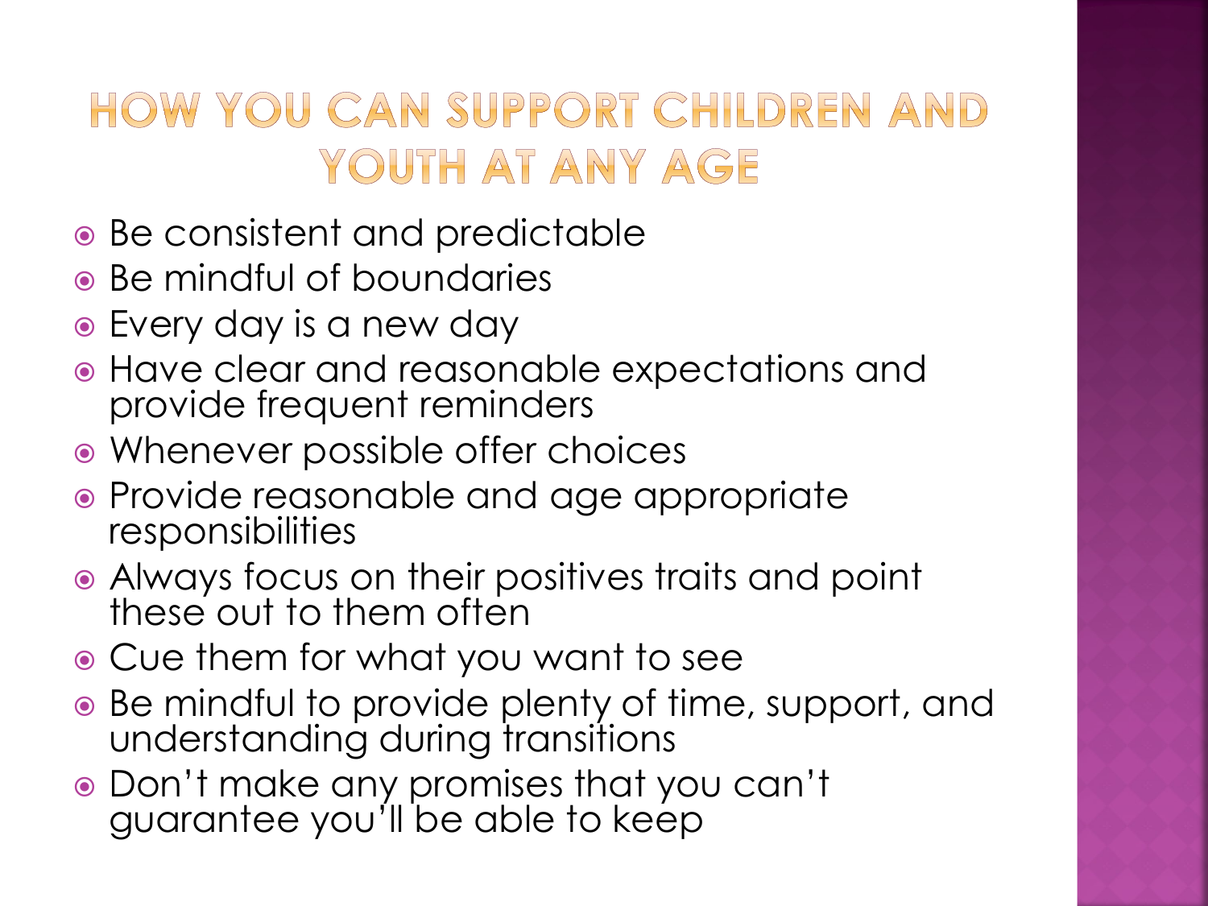# HOW YOU CAN SUPPORT CHILDREN AND YOUTH AT ANY AGE

- Be consistent and predictable
- Be mindful of boundaries
- Every day is a new day
- Have clear and reasonable expectations and provide frequent reminders
- Whenever possible offer choices
- Provide reasonable and age appropriate responsibilities
- Always focus on their positives traits and point these out to them often
- Cue them for what you want to see
- Be mindful to provide plenty of time, support, and understanding during transitions
- Don't make any promises that you can't guarantee you'll be able to keep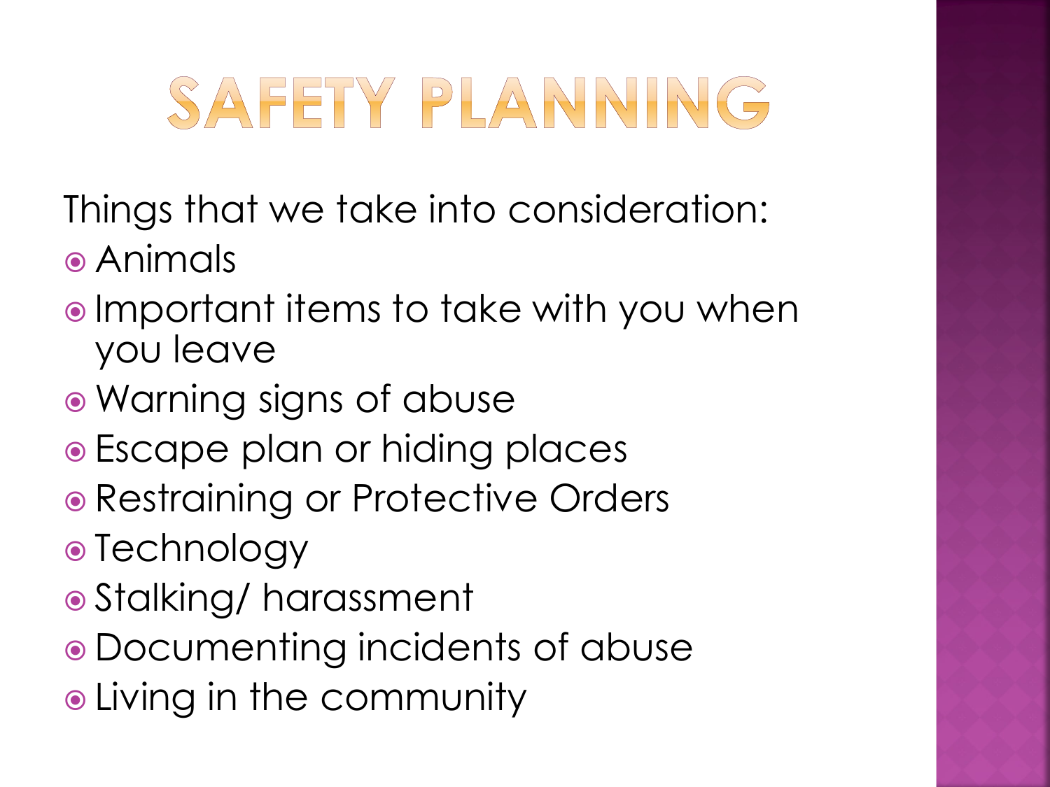# SAFETY PLANNING

Things that we take into consideration:

- Animals
- Important items to take with you when you leave
- Warning signs of abuse
- Escape plan or hiding places
- Restraining or Protective Orders
- Technology
- Stalking/ harassment
- Documenting incidents of abuse
- Living in the community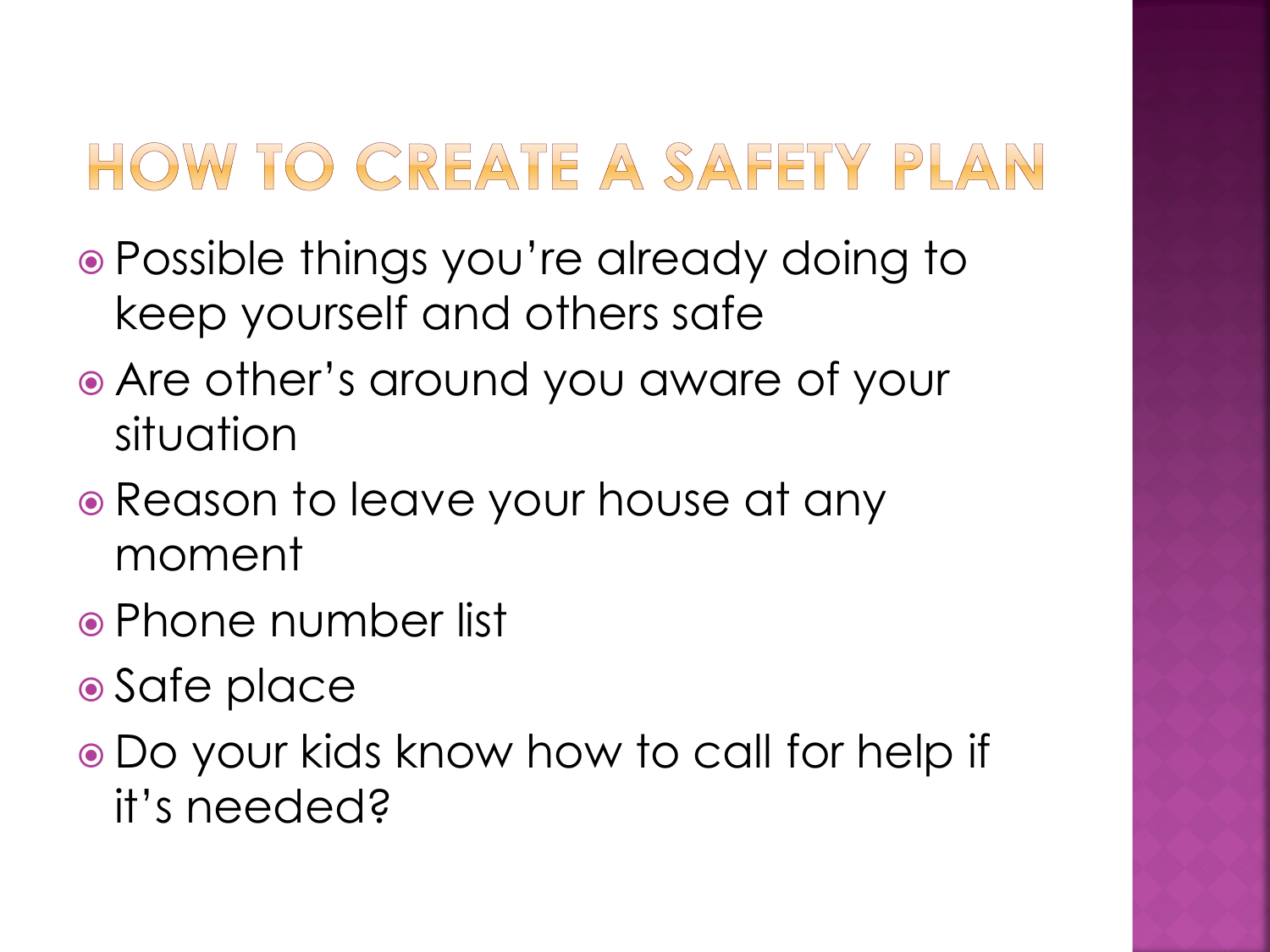# HOW TO CREATE A SAFETY PLAN

- Possible things you're already doing to keep yourself and others safe
- Are other's around you aware of your situation
- Reason to leave your house at any moment
- Phone number list
- Safe place
- Do your kids know how to call for help if it's needed?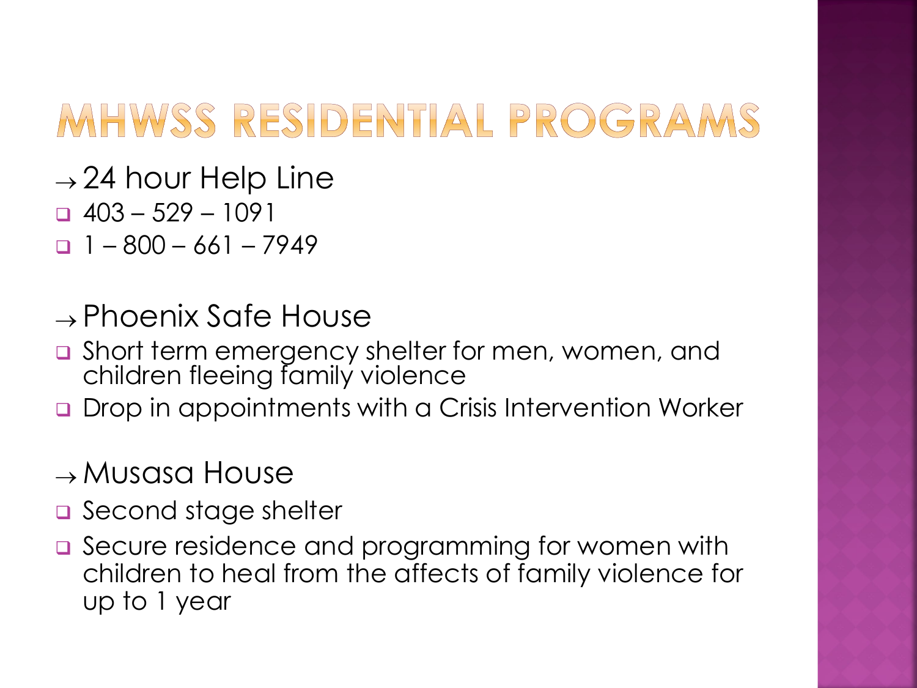# MHWSS RESIDENTIAL PROGRAMS

→ 24 hour Help Line

- 403 – 529 – 1091
- 1 – 800 – 661 – 7949

→ Phoenix Safe House

- Short term emergency shelter for men, women, and children fleeing family violence
- Drop in appointments with a Crisis Intervention Worker

→ Musasa House

- Second stage shelter
- Secure residence and programming for women with children to heal from the affects of family violence for up to 1 year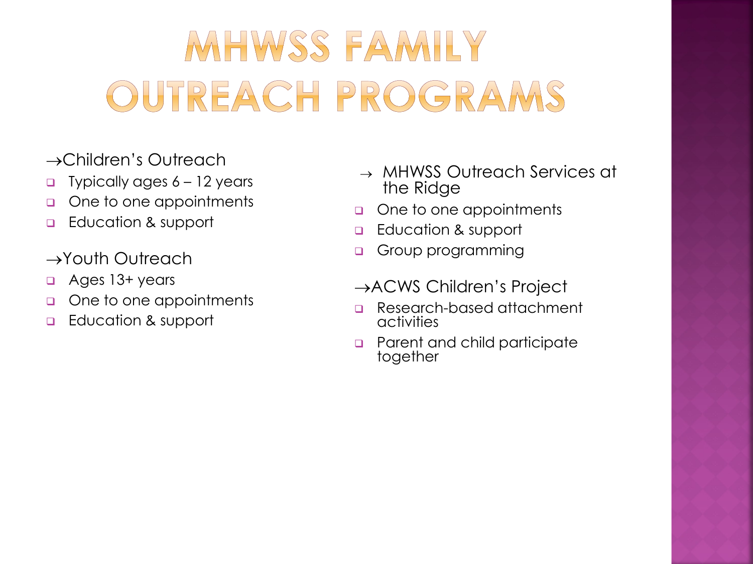# MHWSS FAMILY OUTREACH PROGRAMS

→Children's Outreach

- Typically ages 6 – 12 years
- One to one appointments
- Education & support

→Youth Outreach

- Ages 13+ years
- One to one appointments
- Education & support

→ MHWSS Outreach Services at the Ridge

- One to one appointments
- Education & support
- Group programming

→ACWS Children's Project

- Research-based attachment activities
- Parent and child participate together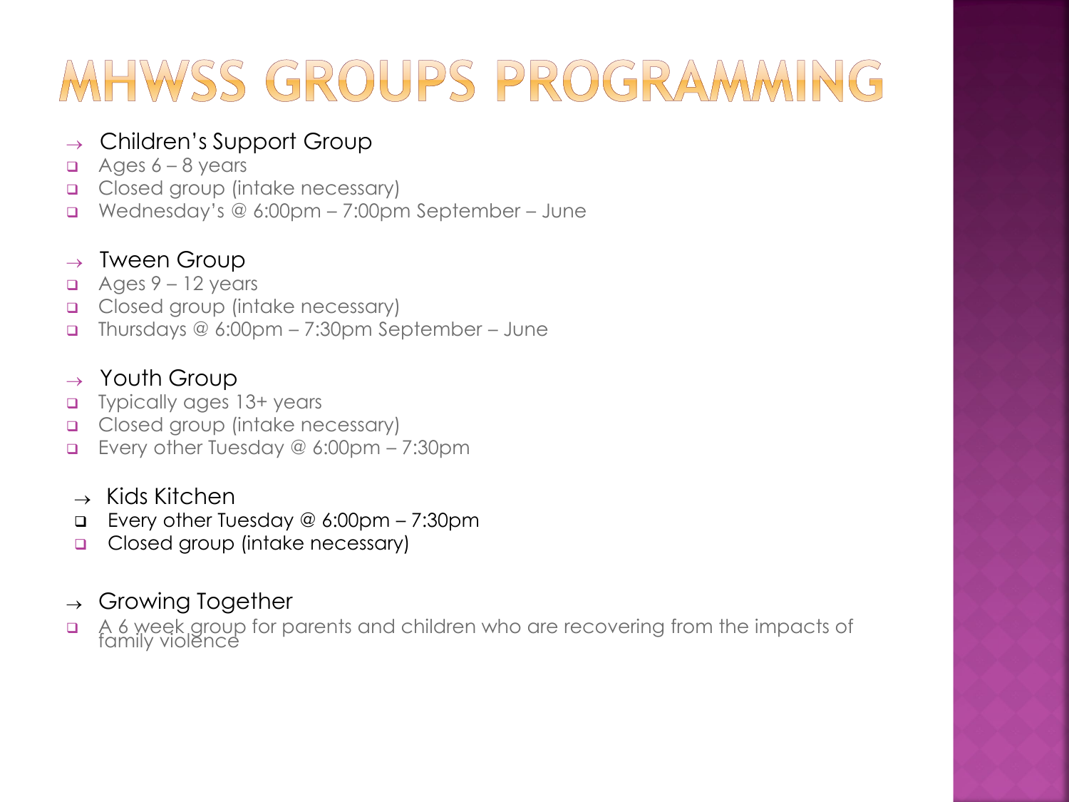# MHWSS GROUPS PROGRAMMING

→ Children's Support Group
- Ages 6 – 8 years
- Closed group (intake necessary)
- Wednesday's @ 6:00pm – 7:00pm September – June

→ Tween Group
- Ages 9 – 12 years
- Closed group (intake necessary)
- Thursdays @ 6:00pm – 7:30pm September – June

→ Youth Group
- Typically ages 13+ years
- Closed group (intake necessary)
- Every other Tuesday @ 6:00pm – 7:30pm

→ Kids Kitchen
- Every other Tuesday @ 6:00pm – 7:30pm
- Closed group (intake necessary)

→ Growing Together
- A 6 week group for parents and children who are recovering from the impacts of family violence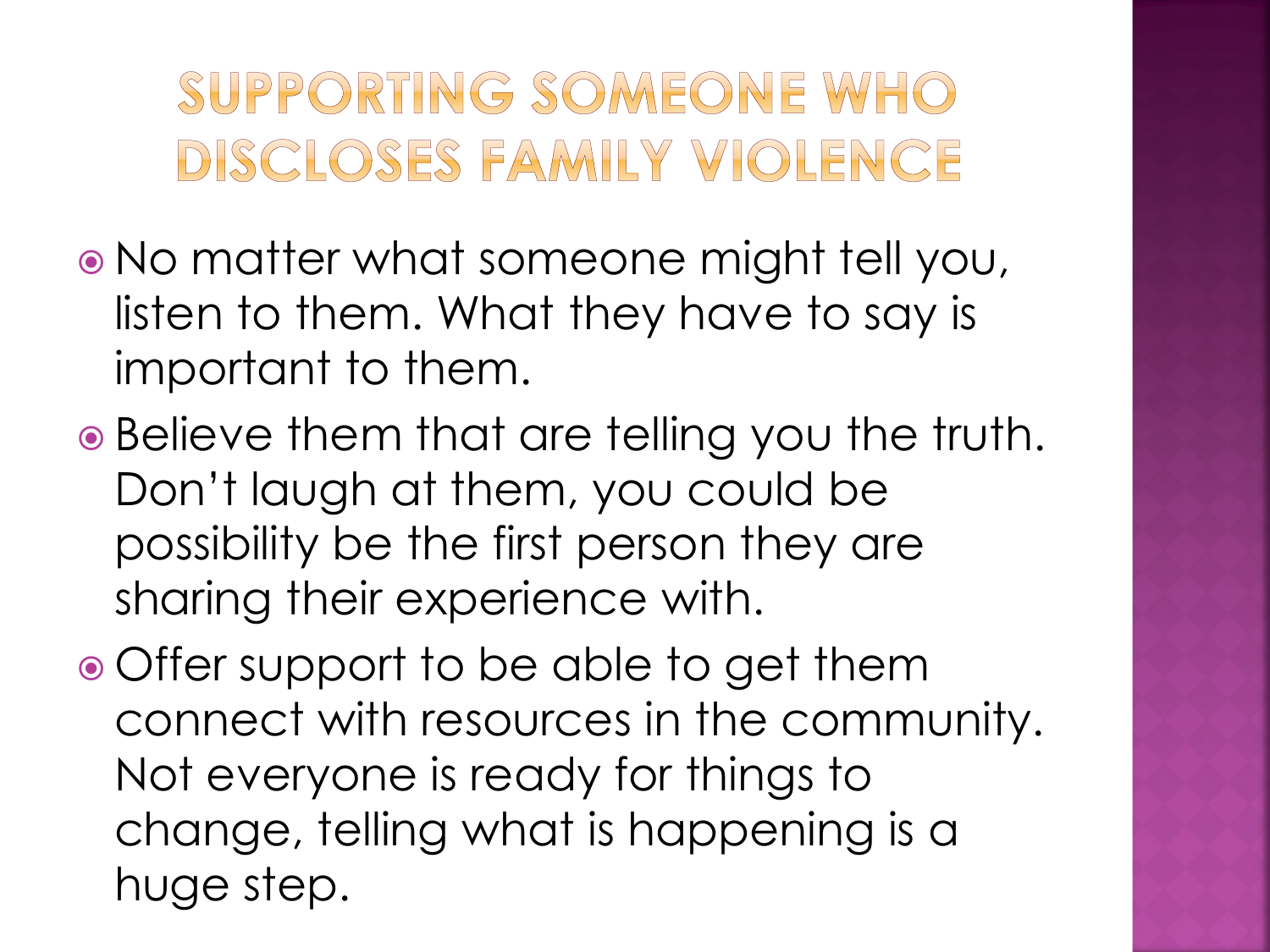# SUPPORTING SOMEONE WHO DISCLOSES FAMILY VIOLENCE

- No matter what someone might tell you, listen to them. What they have to say is important to them.
- Believe them that are telling you the truth. Don't laugh at them, you could be possibility be the first person they are sharing their experience with.
- Offer support to be able to get them connect with resources in the community. Not everyone is ready for things to change, telling what is happening is a huge step.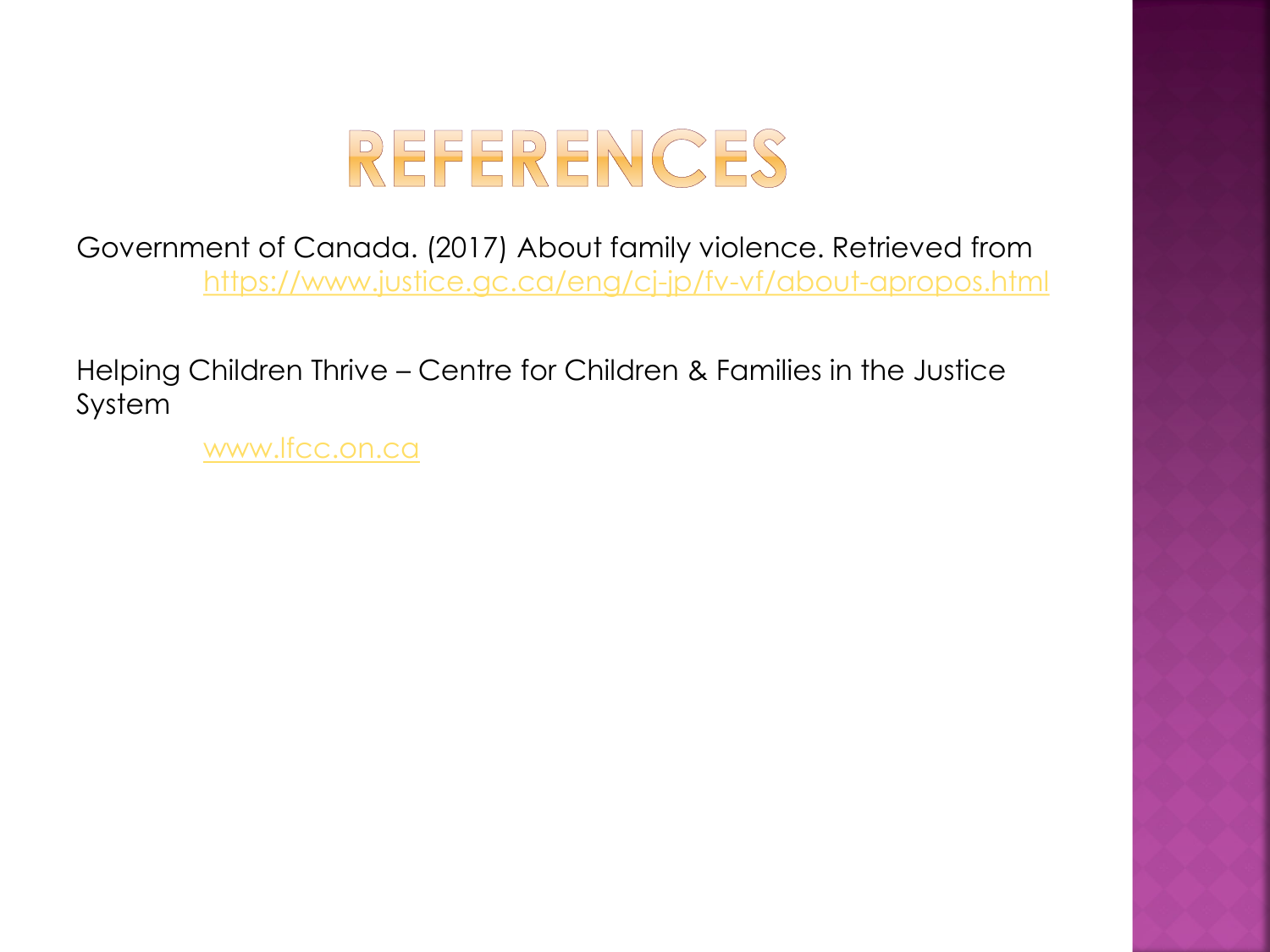# REFERENCES

Government of Canada. (2017) About family violence. Retrieved from https://www.justice.gc.ca/eng/cj-jp/fv-vf/about-apropos.html

Helping Children Thrive – Centre for Children & Families in the Justice System

www.lfcc.on.ca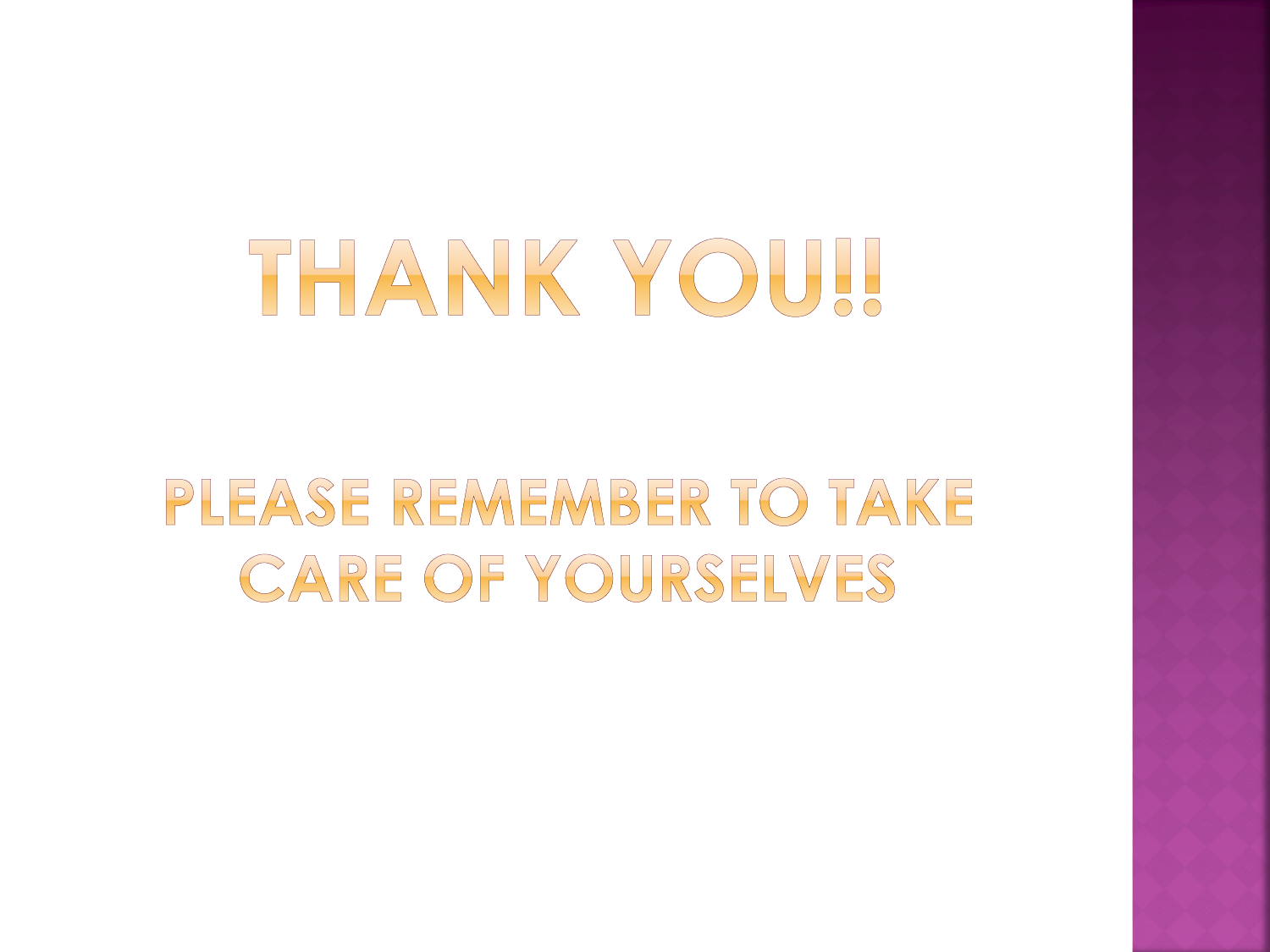# THANK YOU!!

## PLEASE REMEMBER TO TAKE CARE OF YOURSELVES